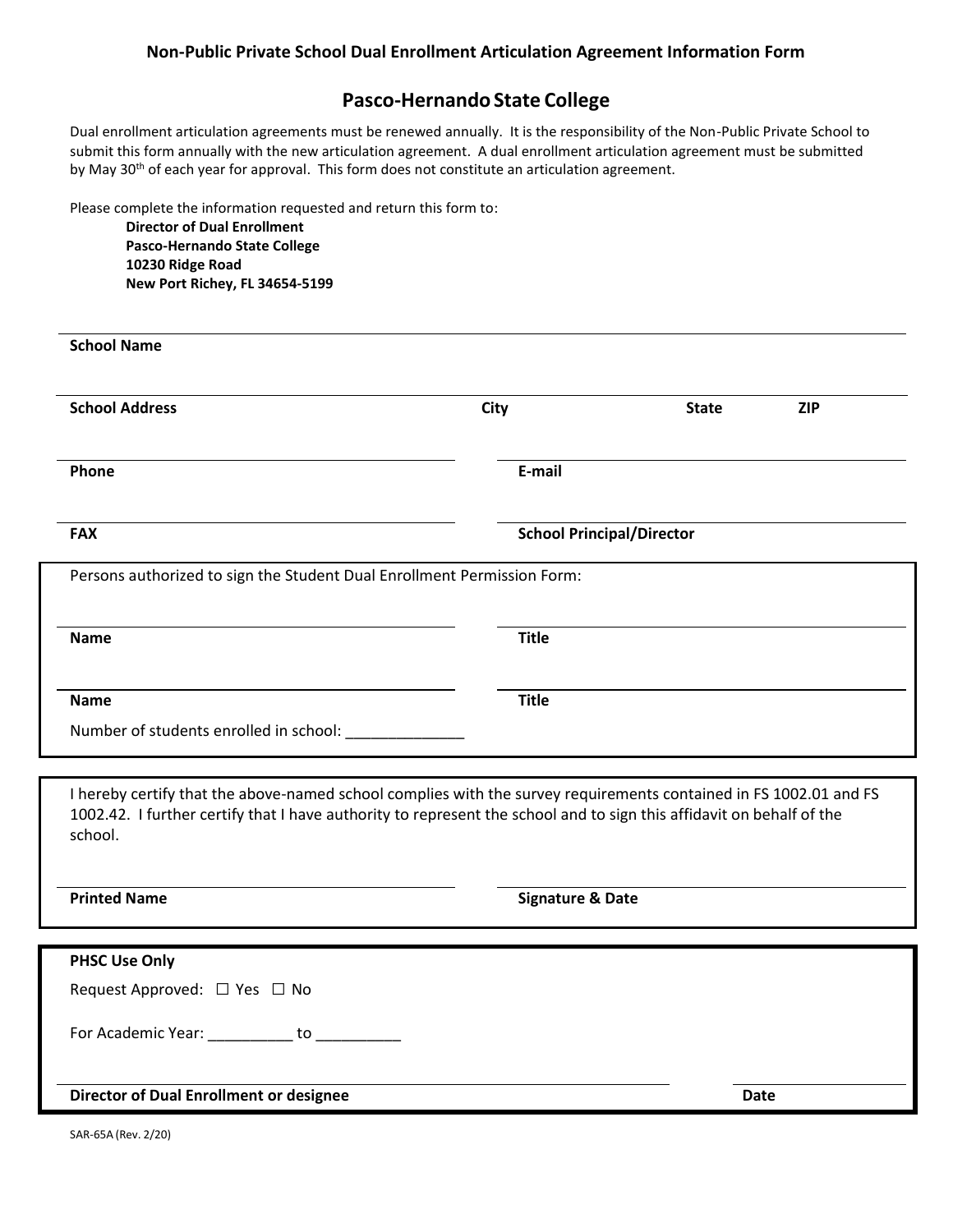# Non-Public Private School Dual Enrollment Articulation Agreement Information Form

## Pasco-Hernando State College

Dual enrollment articulation agreements must be renewed annually. It is the responsibility of the Non-Public Private School to submit this form annually with the new articulation agreement. A dual enrollment articulation agreement must be submitted by May 30th of each year for approval. This form does not constitute an articulation agreement.

Please complete the information requested and return this form to:

**Director of Dual Enrollment**
**Pasco-Hernando State College**
**10230 Ridge Road**
**New Port Richey, FL 34654-5199**

**School Name**

**School Address** **City** **State** **ZIP**

**Phone** **E-mail**

**FAX** **School Principal/Director**

Persons authorized to sign the Student Dual Enrollment Permission Form:

**Name** **Title**

**Name** **Title**

Number of students enrolled in school: ______________

I hereby certify that the above-named school complies with the survey requirements contained in FS 1002.01 and FS 1002.42. I further certify that I have authority to represent the school and to sign this affidavit on behalf of the school.

**Printed Name** **Signature & Date**

**PHSC Use Only**

Request Approved: ☐ Yes ☐ No

For Academic Year: __________ to __________

**Director of Dual Enrollment or designee** **Date**

SAR-65A (Rev. 2/20)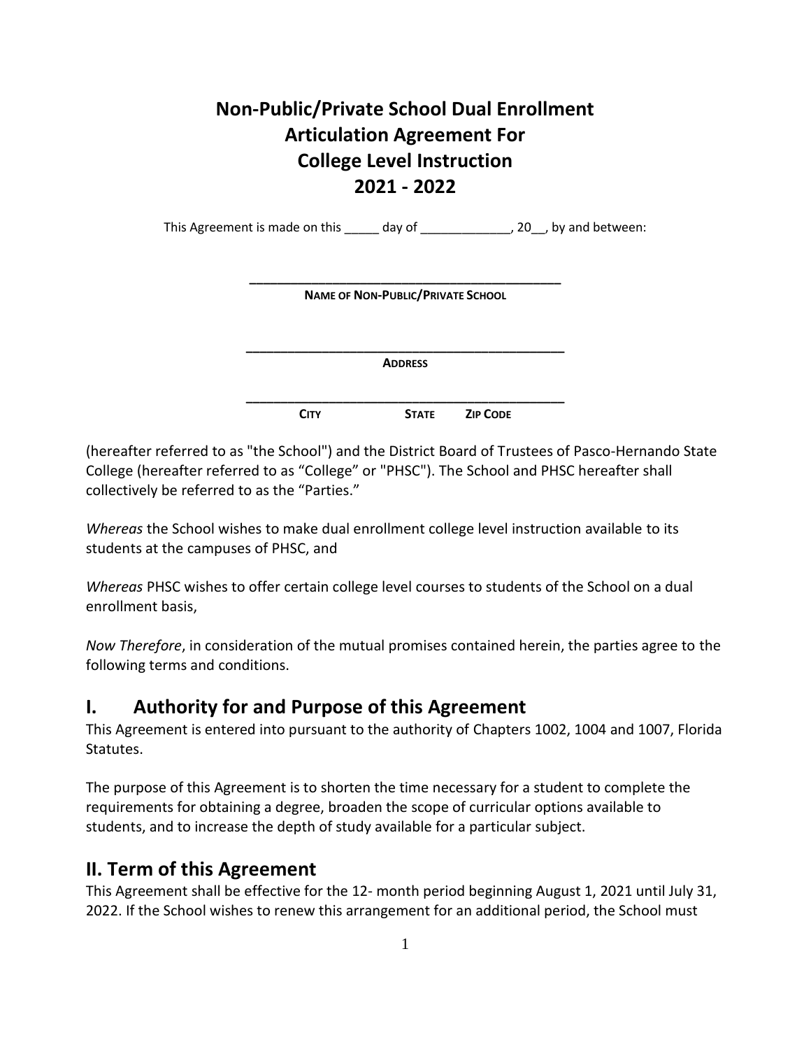# Non-Public/Private School Dual Enrollment Articulation Agreement For College Level Instruction 2021 - 2022

This Agreement is made on this _____ day of _____________, 20__, by and between:

\_\_\_\_\_\_\_\_\_\_\_\_\_\_\_\_\_\_\_\_\_\_\_\_\_\_\_\_\_\_\_\_\_\_\_\_\_\_\_\_\_\_\_\_

**NAME OF NON-PUBLIC/PRIVATE SCHOOL**

\_\_\_\_\_\_\_\_\_\_\_\_\_\_\_\_\_\_\_\_\_\_\_\_\_\_\_\_\_\_\_\_\_\_\_\_\_\_\_\_\_\_\_\_

**ADDRESS**

\_\_\_\_\_\_\_\_\_\_\_\_\_\_\_\_\_\_\_\_\_\_\_\_\_\_\_\_\_\_\_\_\_\_\_\_\_\_\_\_\_\_\_\_

**CITY** **STATE** **ZIP CODE**

(hereafter referred to as "the School") and the District Board of Trustees of Pasco-Hernando State College (hereafter referred to as “College” or "PHSC"). The School and PHSC hereafter shall collectively be referred to as the “Parties.”

*Whereas* the School wishes to make dual enrollment college level instruction available to its students at the campuses of PHSC, and

*Whereas* PHSC wishes to offer certain college level courses to students of the School on a dual enrollment basis,

*Now Therefore*, in consideration of the mutual promises contained herein, the parties agree to the following terms and conditions.

## I. Authority for and Purpose of this Agreement

This Agreement is entered into pursuant to the authority of Chapters 1002, 1004 and 1007, Florida Statutes.

The purpose of this Agreement is to shorten the time necessary for a student to complete the requirements for obtaining a degree, broaden the scope of curricular options available to students, and to increase the depth of study available for a particular subject.

## II. Term of this Agreement

This Agreement shall be effective for the 12- month period beginning August 1, 2021 until July 31, 2022. If the School wishes to renew this arrangement for an additional period, the School must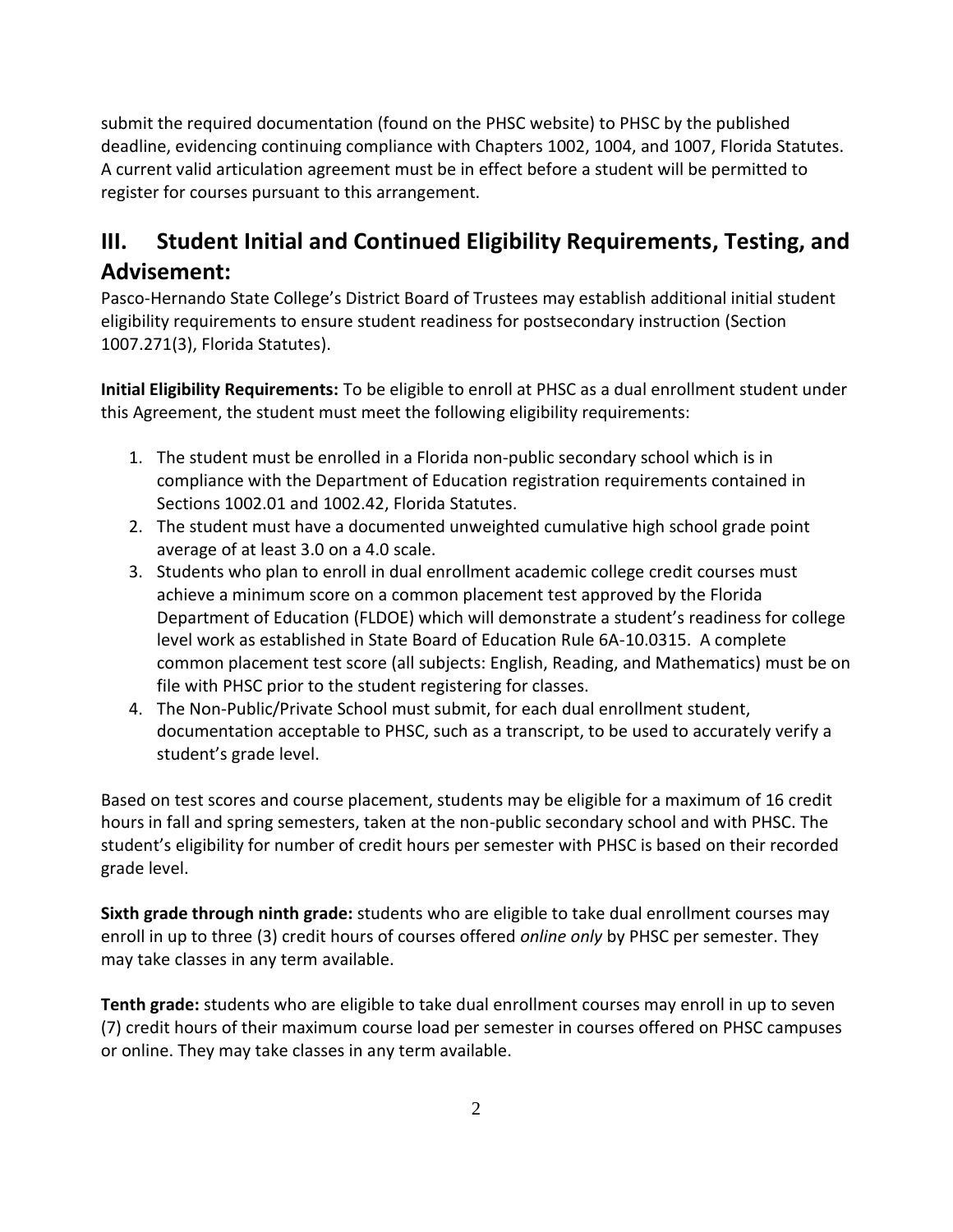submit the required documentation (found on the PHSC website) to PHSC by the published deadline, evidencing continuing compliance with Chapters 1002, 1004, and 1007, Florida Statutes. A current valid articulation agreement must be in effect before a student will be permitted to register for courses pursuant to this arrangement.

## III. Student Initial and Continued Eligibility Requirements, Testing, and Advisement:

Pasco-Hernando State College's District Board of Trustees may establish additional initial student eligibility requirements to ensure student readiness for postsecondary instruction (Section 1007.271(3), Florida Statutes).

**Initial Eligibility Requirements:** To be eligible to enroll at PHSC as a dual enrollment student under this Agreement, the student must meet the following eligibility requirements:

1. The student must be enrolled in a Florida non-public secondary school which is in compliance with the Department of Education registration requirements contained in Sections 1002.01 and 1002.42, Florida Statutes.
2. The student must have a documented unweighted cumulative high school grade point average of at least 3.0 on a 4.0 scale.
3. Students who plan to enroll in dual enrollment academic college credit courses must achieve a minimum score on a common placement test approved by the Florida Department of Education (FLDOE) which will demonstrate a student's readiness for college level work as established in State Board of Education Rule 6A-10.0315. A complete common placement test score (all subjects: English, Reading, and Mathematics) must be on file with PHSC prior to the student registering for classes.
4. The Non-Public/Private School must submit, for each dual enrollment student, documentation acceptable to PHSC, such as a transcript, to be used to accurately verify a student's grade level.

Based on test scores and course placement, students may be eligible for a maximum of 16 credit hours in fall and spring semesters, taken at the non-public secondary school and with PHSC. The student's eligibility for number of credit hours per semester with PHSC is based on their recorded grade level.

**Sixth grade through ninth grade:** students who are eligible to take dual enrollment courses may enroll in up to three (3) credit hours of courses offered *online only* by PHSC per semester. They may take classes in any term available.

**Tenth grade:** students who are eligible to take dual enrollment courses may enroll in up to seven (7) credit hours of their maximum course load per semester in courses offered on PHSC campuses or online. They may take classes in any term available.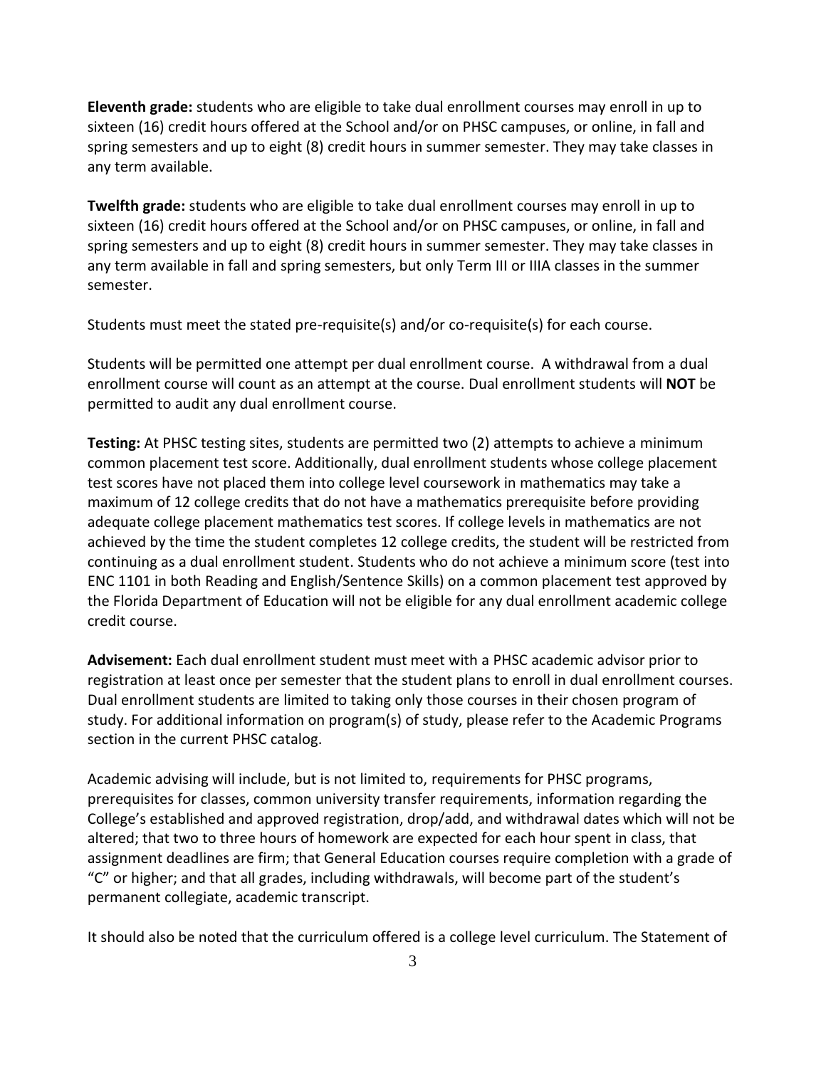**Eleventh grade:** students who are eligible to take dual enrollment courses may enroll in up to sixteen (16) credit hours offered at the School and/or on PHSC campuses, or online, in fall and spring semesters and up to eight (8) credit hours in summer semester. They may take classes in any term available.

**Twelfth grade:** students who are eligible to take dual enrollment courses may enroll in up to sixteen (16) credit hours offered at the School and/or on PHSC campuses, or online, in fall and spring semesters and up to eight (8) credit hours in summer semester. They may take classes in any term available in fall and spring semesters, but only Term III or IIIA classes in the summer semester.

Students must meet the stated pre-requisite(s) and/or co-requisite(s) for each course.

Students will be permitted one attempt per dual enrollment course. A withdrawal from a dual enrollment course will count as an attempt at the course. Dual enrollment students will **NOT** be permitted to audit any dual enrollment course.

**Testing:** At PHSC testing sites, students are permitted two (2) attempts to achieve a minimum common placement test score. Additionally, dual enrollment students whose college placement test scores have not placed them into college level coursework in mathematics may take a maximum of 12 college credits that do not have a mathematics prerequisite before providing adequate college placement mathematics test scores. If college levels in mathematics are not achieved by the time the student completes 12 college credits, the student will be restricted from continuing as a dual enrollment student. Students who do not achieve a minimum score (test into ENC 1101 in both Reading and English/Sentence Skills) on a common placement test approved by the Florida Department of Education will not be eligible for any dual enrollment academic college credit course.

**Advisement:** Each dual enrollment student must meet with a PHSC academic advisor prior to registration at least once per semester that the student plans to enroll in dual enrollment courses. Dual enrollment students are limited to taking only those courses in their chosen program of study. For additional information on program(s) of study, please refer to the Academic Programs section in the current PHSC catalog.

Academic advising will include, but is not limited to, requirements for PHSC programs, prerequisites for classes, common university transfer requirements, information regarding the College's established and approved registration, drop/add, and withdrawal dates which will not be altered; that two to three hours of homework are expected for each hour spent in class, that assignment deadlines are firm; that General Education courses require completion with a grade of "C" or higher; and that all grades, including withdrawals, will become part of the student's permanent collegiate, academic transcript.

It should also be noted that the curriculum offered is a college level curriculum. The Statement of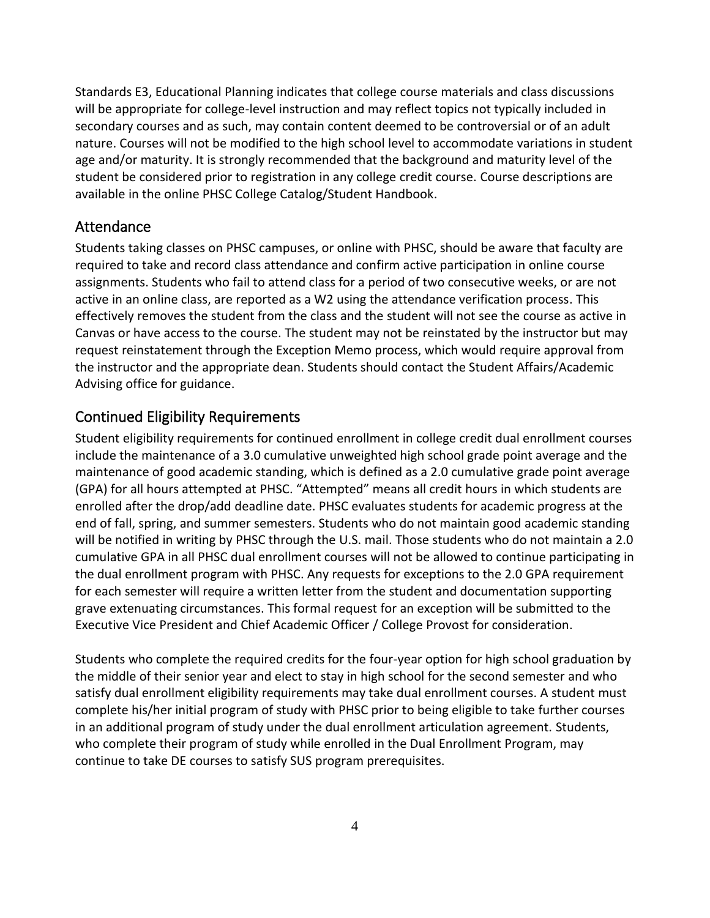Standards E3, Educational Planning indicates that college course materials and class discussions will be appropriate for college-level instruction and may reflect topics not typically included in secondary courses and as such, may contain content deemed to be controversial or of an adult nature. Courses will not be modified to the high school level to accommodate variations in student age and/or maturity. It is strongly recommended that the background and maturity level of the student be considered prior to registration in any college credit course. Course descriptions are available in the online PHSC College Catalog/Student Handbook.

## Attendance

Students taking classes on PHSC campuses, or online with PHSC, should be aware that faculty are required to take and record class attendance and confirm active participation in online course assignments. Students who fail to attend class for a period of two consecutive weeks, or are not active in an online class, are reported as a W2 using the attendance verification process. This effectively removes the student from the class and the student will not see the course as active in Canvas or have access to the course. The student may not be reinstated by the instructor but may request reinstatement through the Exception Memo process, which would require approval from the instructor and the appropriate dean. Students should contact the Student Affairs/Academic Advising office for guidance.

## Continued Eligibility Requirements

Student eligibility requirements for continued enrollment in college credit dual enrollment courses include the maintenance of a 3.0 cumulative unweighted high school grade point average and the maintenance of good academic standing, which is defined as a 2.0 cumulative grade point average (GPA) for all hours attempted at PHSC. "Attempted" means all credit hours in which students are enrolled after the drop/add deadline date. PHSC evaluates students for academic progress at the end of fall, spring, and summer semesters. Students who do not maintain good academic standing will be notified in writing by PHSC through the U.S. mail. Those students who do not maintain a 2.0 cumulative GPA in all PHSC dual enrollment courses will not be allowed to continue participating in the dual enrollment program with PHSC. Any requests for exceptions to the 2.0 GPA requirement for each semester will require a written letter from the student and documentation supporting grave extenuating circumstances. This formal request for an exception will be submitted to the Executive Vice President and Chief Academic Officer / College Provost for consideration.

Students who complete the required credits for the four-year option for high school graduation by the middle of their senior year and elect to stay in high school for the second semester and who satisfy dual enrollment eligibility requirements may take dual enrollment courses. A student must complete his/her initial program of study with PHSC prior to being eligible to take further courses in an additional program of study under the dual enrollment articulation agreement. Students, who complete their program of study while enrolled in the Dual Enrollment Program, may continue to take DE courses to satisfy SUS program prerequisites.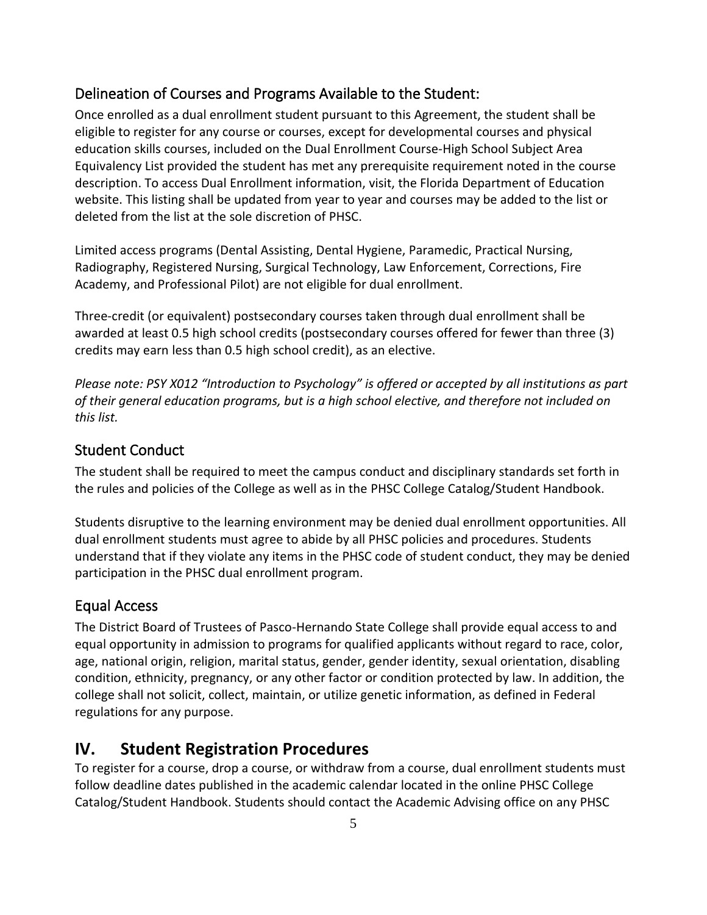## Delineation of Courses and Programs Available to the Student:

Once enrolled as a dual enrollment student pursuant to this Agreement, the student shall be eligible to register for any course or courses, except for developmental courses and physical education skills courses, included on the Dual Enrollment Course-High School Subject Area Equivalency List provided the student has met any prerequisite requirement noted in the course description. To access Dual Enrollment information, visit, the Florida Department of Education website. This listing shall be updated from year to year and courses may be added to the list or deleted from the list at the sole discretion of PHSC.

Limited access programs (Dental Assisting, Dental Hygiene, Paramedic, Practical Nursing, Radiography, Registered Nursing, Surgical Technology, Law Enforcement, Corrections, Fire Academy, and Professional Pilot) are not eligible for dual enrollment.

Three-credit (or equivalent) postsecondary courses taken through dual enrollment shall be awarded at least 0.5 high school credits (postsecondary courses offered for fewer than three (3) credits may earn less than 0.5 high school credit), as an elective.

*Please note: PSY X012 "Introduction to Psychology" is offered or accepted by all institutions as part of their general education programs, but is a high school elective, and therefore not included on this list.*

## Student Conduct

The student shall be required to meet the campus conduct and disciplinary standards set forth in the rules and policies of the College as well as in the PHSC College Catalog/Student Handbook.

Students disruptive to the learning environment may be denied dual enrollment opportunities. All dual enrollment students must agree to abide by all PHSC policies and procedures. Students understand that if they violate any items in the PHSC code of student conduct, they may be denied participation in the PHSC dual enrollment program.

## Equal Access

The District Board of Trustees of Pasco-Hernando State College shall provide equal access to and equal opportunity in admission to programs for qualified applicants without regard to race, color, age, national origin, religion, marital status, gender, gender identity, sexual orientation, disabling condition, ethnicity, pregnancy, or any other factor or condition protected by law. In addition, the college shall not solicit, collect, maintain, or utilize genetic information, as defined in Federal regulations for any purpose.

# IV. Student Registration Procedures

To register for a course, drop a course, or withdraw from a course, dual enrollment students must follow deadline dates published in the academic calendar located in the online PHSC College Catalog/Student Handbook. Students should contact the Academic Advising office on any PHSC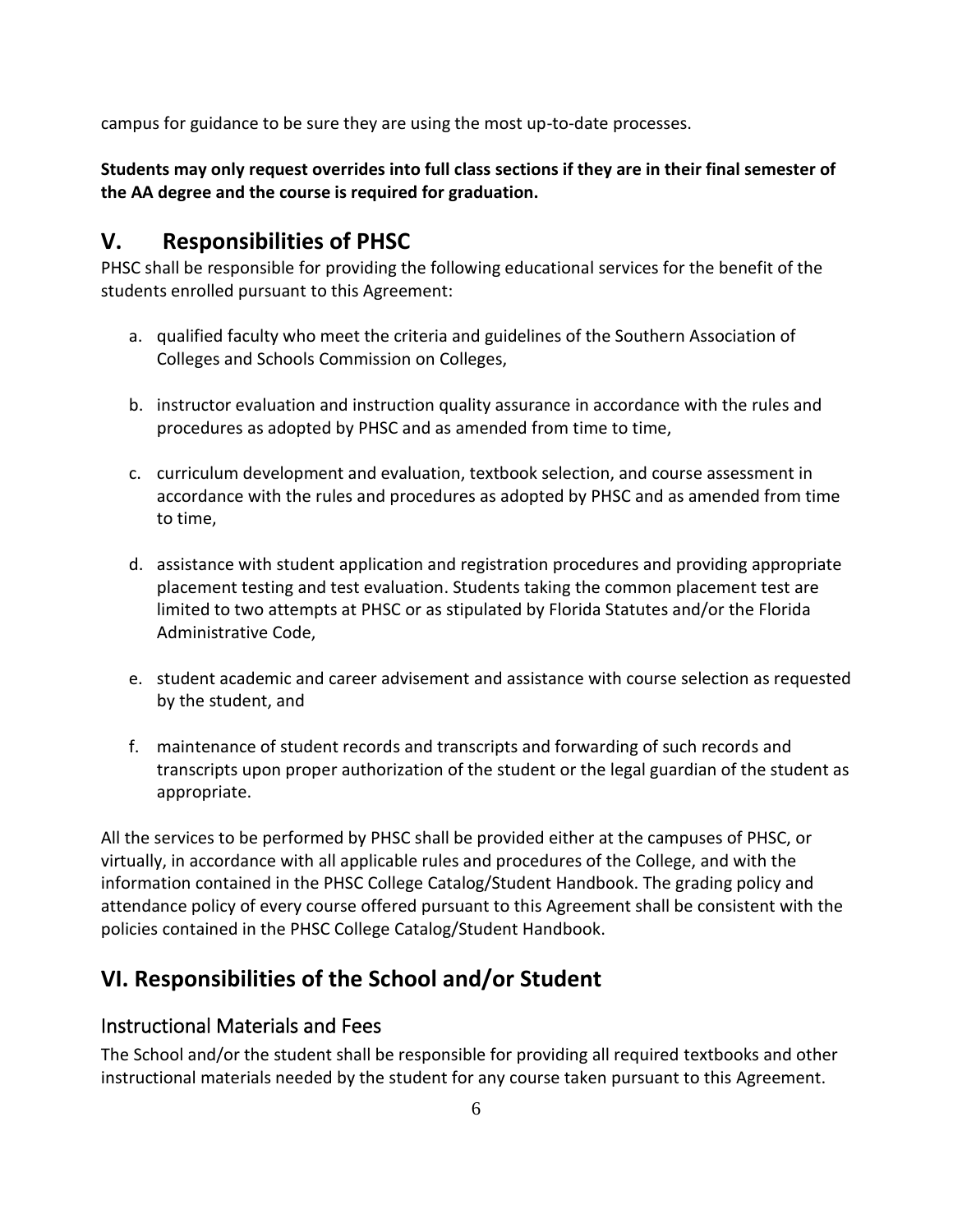campus for guidance to be sure they are using the most up-to-date processes.

**Students may only request overrides into full class sections if they are in their final semester of the AA degree and the course is required for graduation.**

## V. Responsibilities of PHSC

PHSC shall be responsible for providing the following educational services for the benefit of the students enrolled pursuant to this Agreement:

a. qualified faculty who meet the criteria and guidelines of the Southern Association of Colleges and Schools Commission on Colleges,

b. instructor evaluation and instruction quality assurance in accordance with the rules and procedures as adopted by PHSC and as amended from time to time,

c. curriculum development and evaluation, textbook selection, and course assessment in accordance with the rules and procedures as adopted by PHSC and as amended from time to time,

d. assistance with student application and registration procedures and providing appropriate placement testing and test evaluation. Students taking the common placement test are limited to two attempts at PHSC or as stipulated by Florida Statutes and/or the Florida Administrative Code,

e. student academic and career advisement and assistance with course selection as requested by the student, and

f. maintenance of student records and transcripts and forwarding of such records and transcripts upon proper authorization of the student or the legal guardian of the student as appropriate.

All the services to be performed by PHSC shall be provided either at the campuses of PHSC, or virtually, in accordance with all applicable rules and procedures of the College, and with the information contained in the PHSC College Catalog/Student Handbook. The grading policy and attendance policy of every course offered pursuant to this Agreement shall be consistent with the policies contained in the PHSC College Catalog/Student Handbook.

## VI. Responsibilities of the School and/or Student

### Instructional Materials and Fees

The School and/or the student shall be responsible for providing all required textbooks and other instructional materials needed by the student for any course taken pursuant to this Agreement.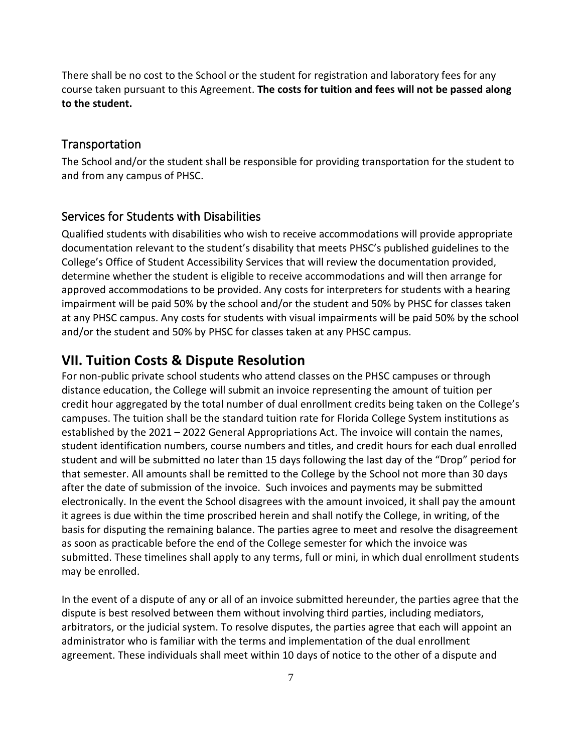There shall be no cost to the School or the student for registration and laboratory fees for any course taken pursuant to this Agreement. **The costs for tuition and fees will not be passed along to the student.**

### Transportation

The School and/or the student shall be responsible for providing transportation for the student to and from any campus of PHSC.

### Services for Students with Disabilities

Qualified students with disabilities who wish to receive accommodations will provide appropriate documentation relevant to the student's disability that meets PHSC's published guidelines to the College's Office of Student Accessibility Services that will review the documentation provided, determine whether the student is eligible to receive accommodations and will then arrange for approved accommodations to be provided. Any costs for interpreters for students with a hearing impairment will be paid 50% by the school and/or the student and 50% by PHSC for classes taken at any PHSC campus. Any costs for students with visual impairments will be paid 50% by the school and/or the student and 50% by PHSC for classes taken at any PHSC campus.

## VII. Tuition Costs & Dispute Resolution

For non-public private school students who attend classes on the PHSC campuses or through distance education, the College will submit an invoice representing the amount of tuition per credit hour aggregated by the total number of dual enrollment credits being taken on the College's campuses. The tuition shall be the standard tuition rate for Florida College System institutions as established by the 2021 – 2022 General Appropriations Act. The invoice will contain the names, student identification numbers, course numbers and titles, and credit hours for each dual enrolled student and will be submitted no later than 15 days following the last day of the "Drop" period for that semester. All amounts shall be remitted to the College by the School not more than 30 days after the date of submission of the invoice. Such invoices and payments may be submitted electronically. In the event the School disagrees with the amount invoiced, it shall pay the amount it agrees is due within the time proscribed herein and shall notify the College, in writing, of the basis for disputing the remaining balance. The parties agree to meet and resolve the disagreement as soon as practicable before the end of the College semester for which the invoice was submitted. These timelines shall apply to any terms, full or mini, in which dual enrollment students may be enrolled.

In the event of a dispute of any or all of an invoice submitted hereunder, the parties agree that the dispute is best resolved between them without involving third parties, including mediators, arbitrators, or the judicial system. To resolve disputes, the parties agree that each will appoint an administrator who is familiar with the terms and implementation of the dual enrollment agreement. These individuals shall meet within 10 days of notice to the other of a dispute and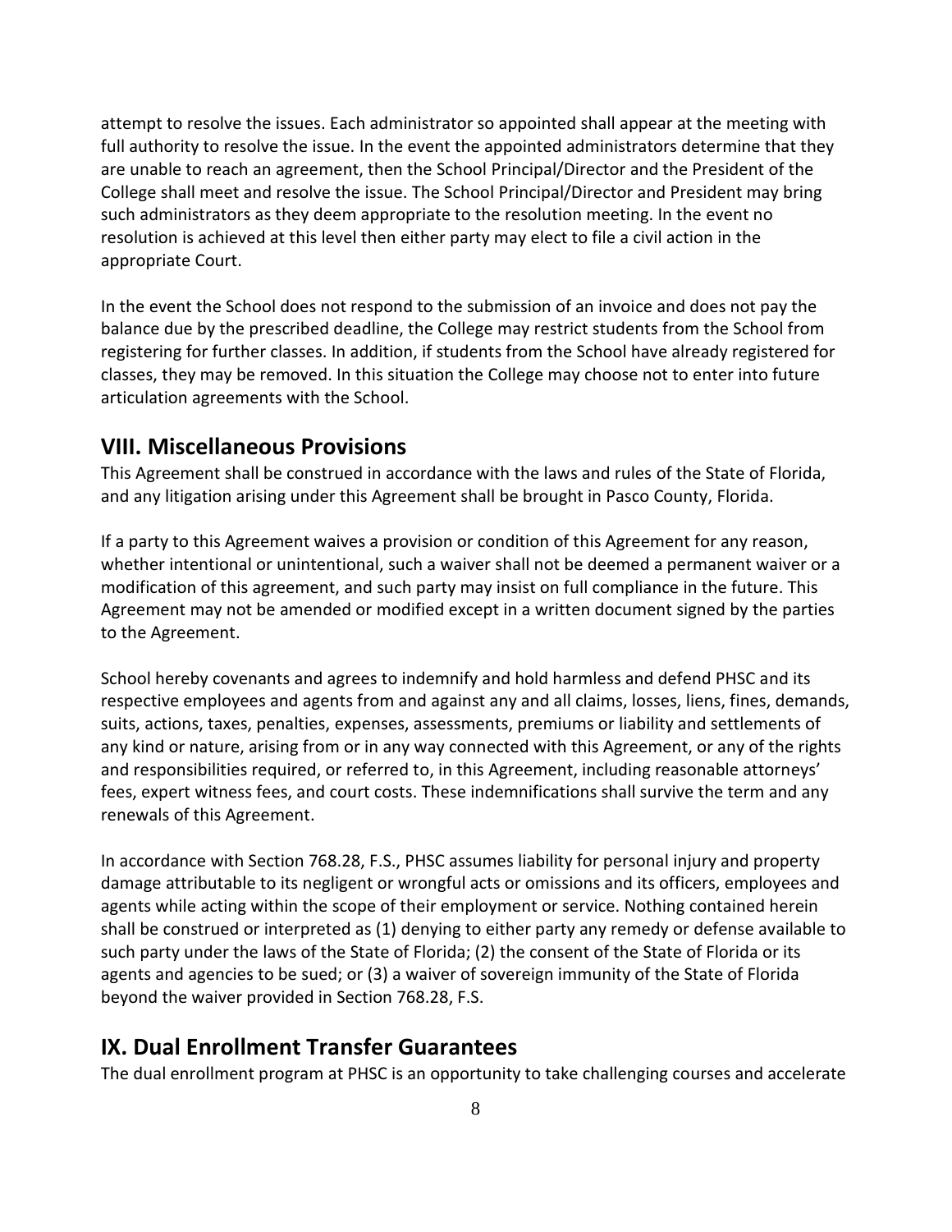attempt to resolve the issues. Each administrator so appointed shall appear at the meeting with full authority to resolve the issue. In the event the appointed administrators determine that they are unable to reach an agreement, then the School Principal/Director and the President of the College shall meet and resolve the issue. The School Principal/Director and President may bring such administrators as they deem appropriate to the resolution meeting. In the event no resolution is achieved at this level then either party may elect to file a civil action in the appropriate Court.

In the event the School does not respond to the submission of an invoice and does not pay the balance due by the prescribed deadline, the College may restrict students from the School from registering for further classes. In addition, if students from the School have already registered for classes, they may be removed. In this situation the College may choose not to enter into future articulation agreements with the School.

## VIII. Miscellaneous Provisions

This Agreement shall be construed in accordance with the laws and rules of the State of Florida, and any litigation arising under this Agreement shall be brought in Pasco County, Florida.

If a party to this Agreement waives a provision or condition of this Agreement for any reason, whether intentional or unintentional, such a waiver shall not be deemed a permanent waiver or a modification of this agreement, and such party may insist on full compliance in the future. This Agreement may not be amended or modified except in a written document signed by the parties to the Agreement.

School hereby covenants and agrees to indemnify and hold harmless and defend PHSC and its respective employees and agents from and against any and all claims, losses, liens, fines, demands, suits, actions, taxes, penalties, expenses, assessments, premiums or liability and settlements of any kind or nature, arising from or in any way connected with this Agreement, or any of the rights and responsibilities required, or referred to, in this Agreement, including reasonable attorneys' fees, expert witness fees, and court costs. These indemnifications shall survive the term and any renewals of this Agreement.

In accordance with Section 768.28, F.S., PHSC assumes liability for personal injury and property damage attributable to its negligent or wrongful acts or omissions and its officers, employees and agents while acting within the scope of their employment or service. Nothing contained herein shall be construed or interpreted as (1) denying to either party any remedy or defense available to such party under the laws of the State of Florida; (2) the consent of the State of Florida or its agents and agencies to be sued; or (3) a waiver of sovereign immunity of the State of Florida beyond the waiver provided in Section 768.28, F.S.

## IX. Dual Enrollment Transfer Guarantees

The dual enrollment program at PHSC is an opportunity to take challenging courses and accelerate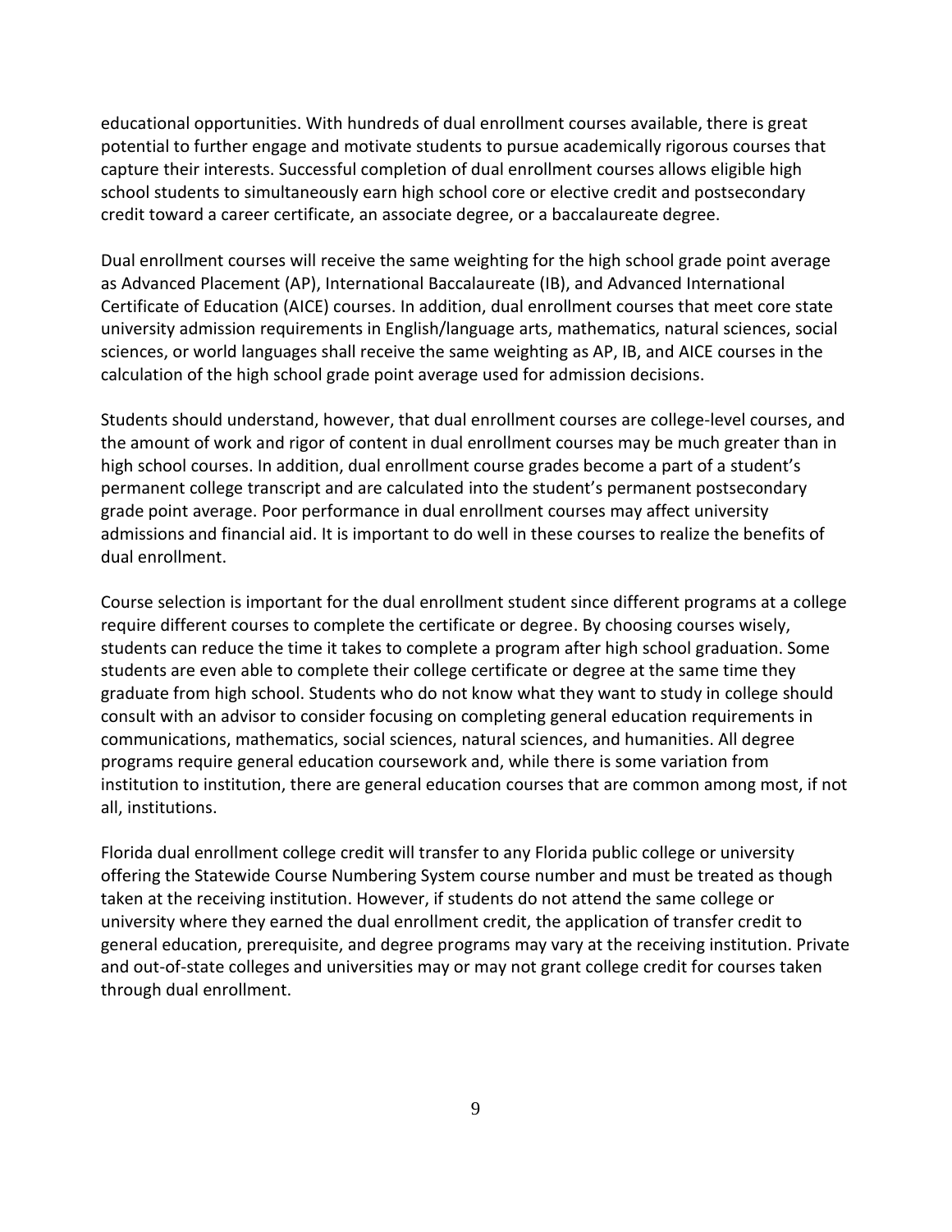educational opportunities. With hundreds of dual enrollment courses available, there is great potential to further engage and motivate students to pursue academically rigorous courses that capture their interests. Successful completion of dual enrollment courses allows eligible high school students to simultaneously earn high school core or elective credit and postsecondary credit toward a career certificate, an associate degree, or a baccalaureate degree.

Dual enrollment courses will receive the same weighting for the high school grade point average as Advanced Placement (AP), International Baccalaureate (IB), and Advanced International Certificate of Education (AICE) courses. In addition, dual enrollment courses that meet core state university admission requirements in English/language arts, mathematics, natural sciences, social sciences, or world languages shall receive the same weighting as AP, IB, and AICE courses in the calculation of the high school grade point average used for admission decisions.

Students should understand, however, that dual enrollment courses are college-level courses, and the amount of work and rigor of content in dual enrollment courses may be much greater than in high school courses. In addition, dual enrollment course grades become a part of a student's permanent college transcript and are calculated into the student's permanent postsecondary grade point average. Poor performance in dual enrollment courses may affect university admissions and financial aid. It is important to do well in these courses to realize the benefits of dual enrollment.

Course selection is important for the dual enrollment student since different programs at a college require different courses to complete the certificate or degree. By choosing courses wisely, students can reduce the time it takes to complete a program after high school graduation. Some students are even able to complete their college certificate or degree at the same time they graduate from high school. Students who do not know what they want to study in college should consult with an advisor to consider focusing on completing general education requirements in communications, mathematics, social sciences, natural sciences, and humanities. All degree programs require general education coursework and, while there is some variation from institution to institution, there are general education courses that are common among most, if not all, institutions.

Florida dual enrollment college credit will transfer to any Florida public college or university offering the Statewide Course Numbering System course number and must be treated as though taken at the receiving institution. However, if students do not attend the same college or university where they earned the dual enrollment credit, the application of transfer credit to general education, prerequisite, and degree programs may vary at the receiving institution. Private and out-of-state colleges and universities may or may not grant college credit for courses taken through dual enrollment.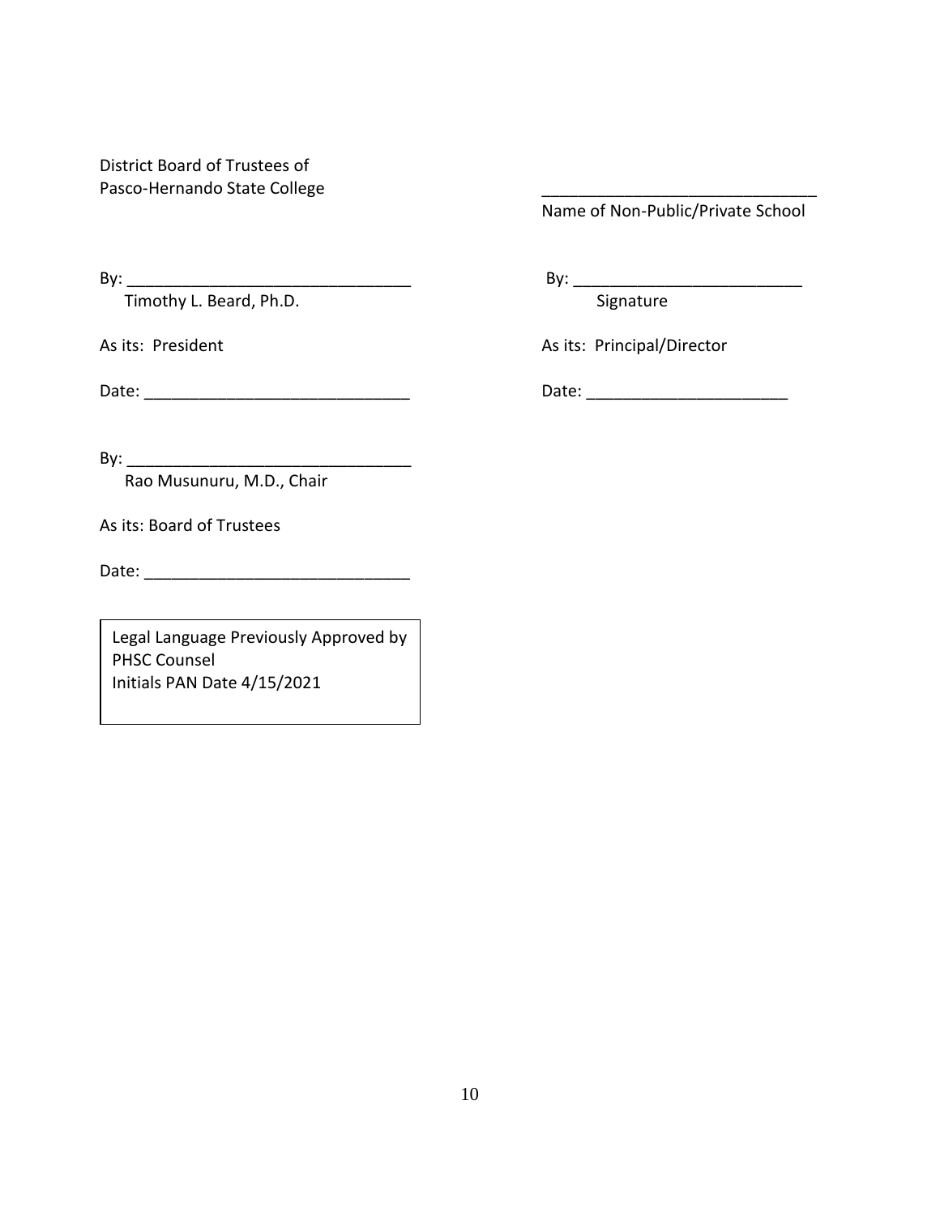District Board of Trustees of
Pasco-Hernando State College

_______________________________
Name of Non-Public/Private School

By: _______________________________
Timothy L. Beard, Ph.D.

As its: President

Date: _____________________________

By: _________________________
Signature

As its: Principal/Director

Date: ______________________

By: _______________________________
Rao Musunuru, M.D., Chair

As its: Board of Trustees

Date: _____________________________

Legal Language Previously Approved by PHSC Counsel
Initials PAN Date 4/15/2021